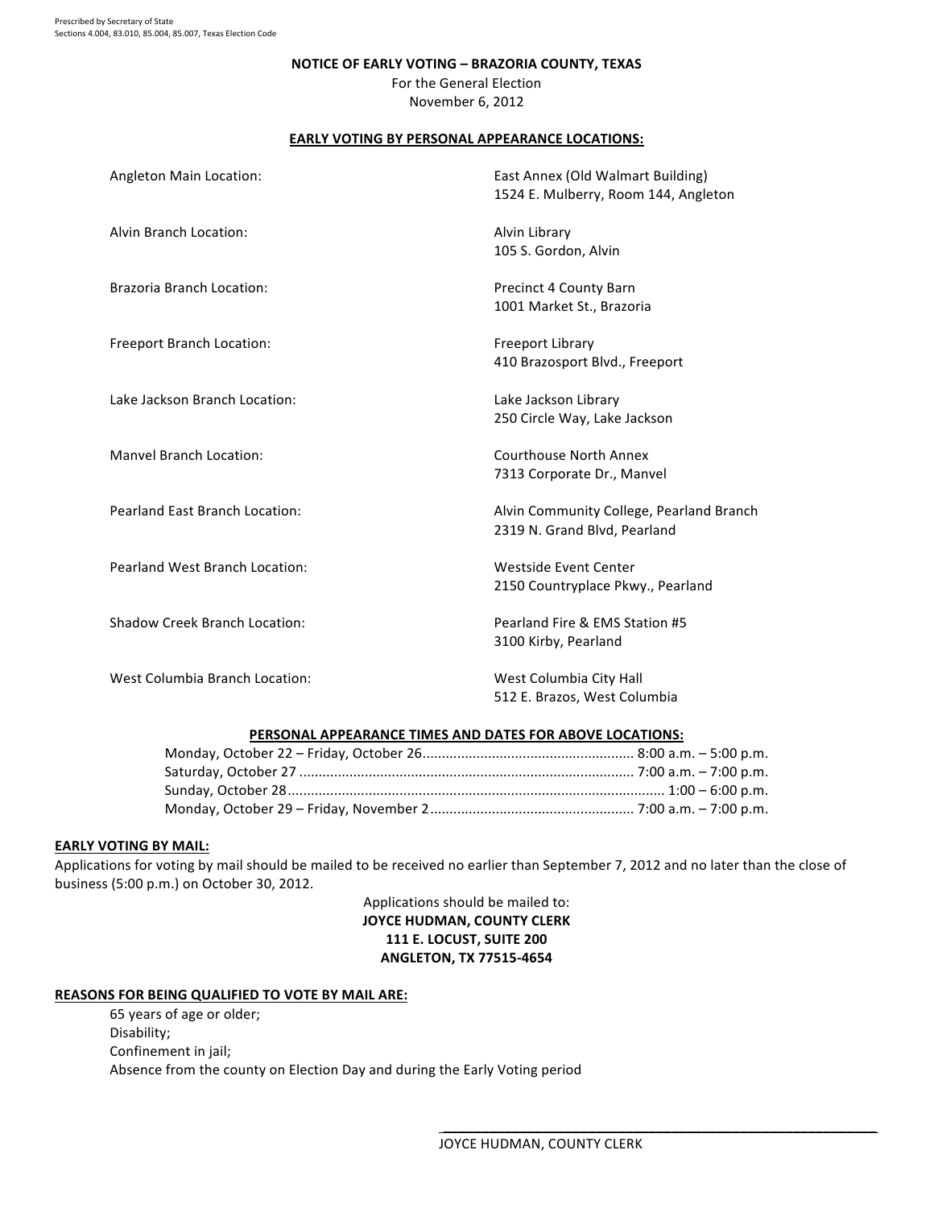Prescribed by Secretary of State
Sections 4.004, 83.010, 85.004, 85.007, Texas Election Code

# NOTICE OF EARLY VOTING – BRAZORIA COUNTY, TEXAS

For the General Election
November 6, 2012

## EARLY VOTING BY PERSONAL APPEARANCE LOCATIONS:

| | |
|---|---|
| Angleton Main Location: | East Annex (Old Walmart Building)<br>1524 E. Mulberry, Room 144, Angleton |
| Alvin Branch Location: | Alvin Library<br>105 S. Gordon, Alvin |
| Brazoria Branch Location: | Precinct 4 County Barn<br>1001 Market St., Brazoria |
| Freeport Branch Location: | Freeport Library<br>410 Brazosport Blvd., Freeport |
| Lake Jackson Branch Location: | Lake Jackson Library<br>250 Circle Way, Lake Jackson |
| Manvel Branch Location: | Courthouse North Annex<br>7313 Corporate Dr., Manvel |
| Pearland East Branch Location: | Alvin Community College, Pearland Branch<br>2319 N. Grand Blvd, Pearland |
| Pearland West Branch Location: | Westside Event Center<br>2150 Countryplace Pkwy., Pearland |
| Shadow Creek Branch Location: | Pearland Fire & EMS Station #5<br>3100 Kirby, Pearland |
| West Columbia Branch Location: | West Columbia City Hall<br>512 E. Brazos, West Columbia |

## PERSONAL APPEARANCE TIMES AND DATES FOR ABOVE LOCATIONS:

| | |
|---|---|
| Monday, October 22 – Friday, October 26 | 8:00 a.m. – 5:00 p.m. |
| Saturday, October 27 | 7:00 a.m. – 7:00 p.m. |
| Sunday, October 28 | 1:00 – 6:00 p.m. |
| Monday, October 29 – Friday, November 2 | 7:00 a.m. – 7:00 p.m. |

## EARLY VOTING BY MAIL:

Applications for voting by mail should be mailed to be received no earlier than September 7, 2012 and no later than the close of business (5:00 p.m.) on October 30, 2012.

Applications should be mailed to:
**JOYCE HUDMAN, COUNTY CLERK**
**111 E. LOCUST, SUITE 200**
**ANGLETON, TX 77515-4654**

## REASONS FOR BEING QUALIFIED TO VOTE BY MAIL ARE:

65 years of age or older;
Disability;
Confinement in jail;
Absence from the county on Election Day and during the Early Voting period

\_\_\_\_\_\_\_\_\_\_\_\_\_\_\_\_\_\_\_\_\_\_\_\_\_\_\_\_\_\_\_\_\_\_\_\_\_\_\_\_
JOYCE HUDMAN, COUNTY CLERK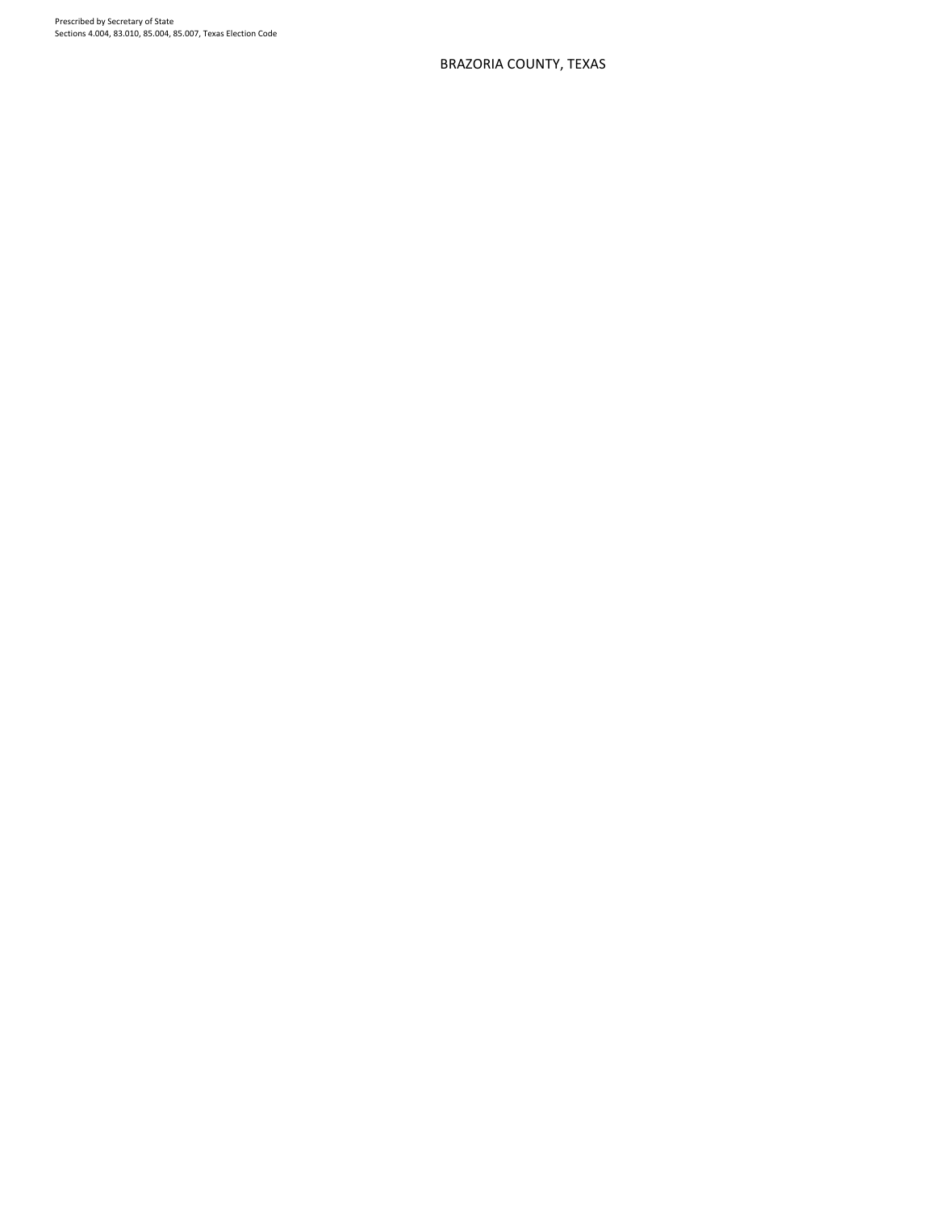Prescribed by Secretary of State
Sections 4.004, 83.010, 85.004, 85.007, Texas Election Code

BRAZORIA COUNTY, TEXAS